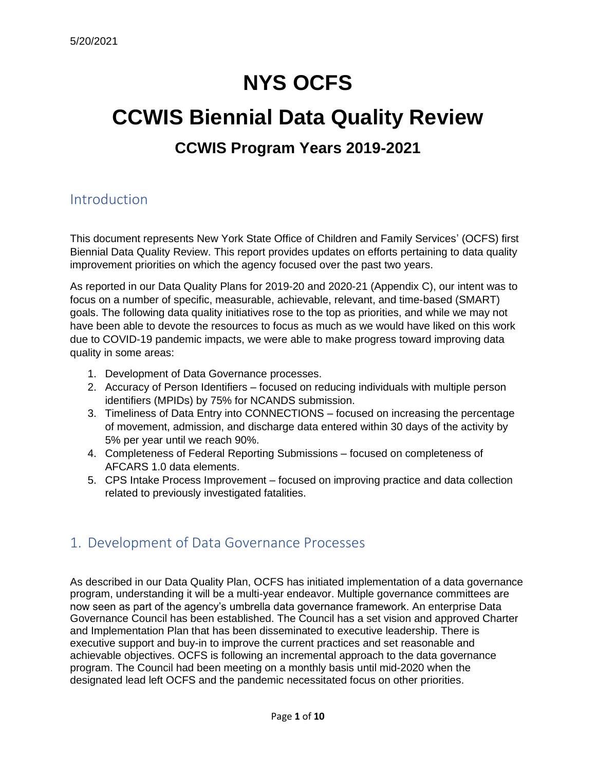5/20/2021

# NYS OCFS

# CCWIS Biennial Data Quality Review

### CCWIS Program Years 2019-2021

## Introduction

This document represents New York State Office of Children and Family Services' (OCFS) first Biennial Data Quality Review. This report provides updates on efforts pertaining to data quality improvement priorities on which the agency focused over the past two years.

As reported in our Data Quality Plans for 2019-20 and 2020-21 (Appendix C), our intent was to focus on a number of specific, measurable, achievable, relevant, and time-based (SMART) goals. The following data quality initiatives rose to the top as priorities, and while we may not have been able to devote the resources to focus as much as we would have liked on this work due to COVID-19 pandemic impacts, we were able to make progress toward improving data quality in some areas:

1. Development of Data Governance processes.
2. Accuracy of Person Identifiers – focused on reducing individuals with multiple person identifiers (MPIDs) by 75% for NCANDS submission.
3. Timeliness of Data Entry into CONNECTIONS – focused on increasing the percentage of movement, admission, and discharge data entered within 30 days of the activity by 5% per year until we reach 90%.
4. Completeness of Federal Reporting Submissions – focused on completeness of AFCARS 1.0 data elements.
5. CPS Intake Process Improvement – focused on improving practice and data collection related to previously investigated fatalities.

## 1. Development of Data Governance Processes

As described in our Data Quality Plan, OCFS has initiated implementation of a data governance program, understanding it will be a multi-year endeavor. Multiple governance committees are now seen as part of the agency's umbrella data governance framework. An enterprise Data Governance Council has been established. The Council has a set vision and approved Charter and Implementation Plan that has been disseminated to executive leadership. There is executive support and buy-in to improve the current practices and set reasonable and achievable objectives. OCFS is following an incremental approach to the data governance program. The Council had been meeting on a monthly basis until mid-2020 when the designated lead left OCFS and the pandemic necessitated focus on other priorities.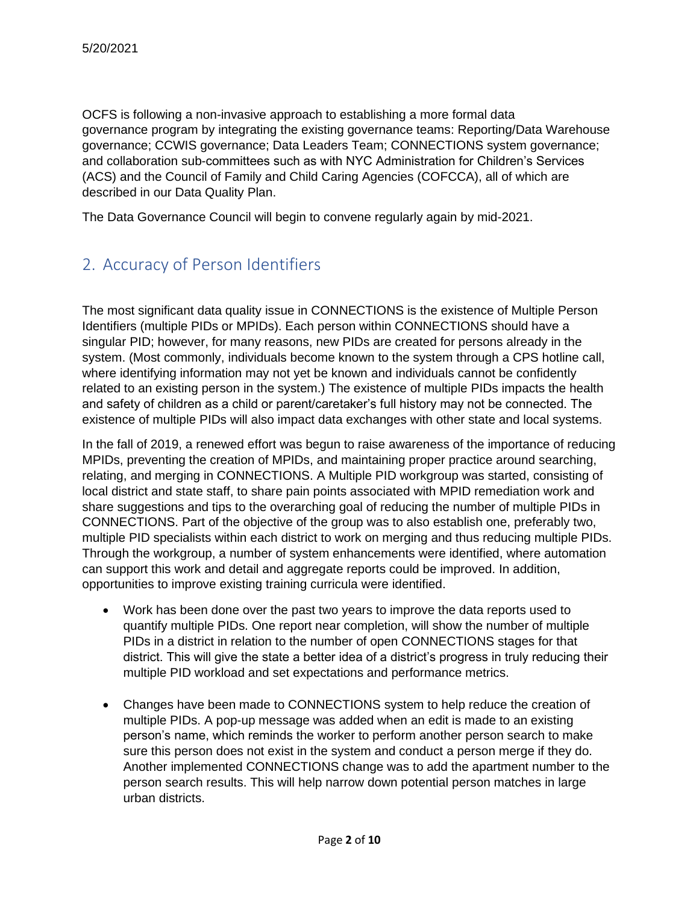5/20/2021

OCFS is following a non-invasive approach to establishing a more formal data governance program by integrating the existing governance teams: Reporting/Data Warehouse governance; CCWIS governance; Data Leaders Team; CONNECTIONS system governance; and collaboration sub-committees such as with NYC Administration for Children's Services (ACS) and the Council of Family and Child Caring Agencies (COFCCA), all of which are described in our Data Quality Plan.

The Data Governance Council will begin to convene regularly again by mid-2021.

## 2. Accuracy of Person Identifiers

The most significant data quality issue in CONNECTIONS is the existence of Multiple Person Identifiers (multiple PIDs or MPIDs). Each person within CONNECTIONS should have a singular PID; however, for many reasons, new PIDs are created for persons already in the system. (Most commonly, individuals become known to the system through a CPS hotline call, where identifying information may not yet be known and individuals cannot be confidently related to an existing person in the system.) The existence of multiple PIDs impacts the health and safety of children as a child or parent/caretaker's full history may not be connected. The existence of multiple PIDs will also impact data exchanges with other state and local systems.

In the fall of 2019, a renewed effort was begun to raise awareness of the importance of reducing MPIDs, preventing the creation of MPIDs, and maintaining proper practice around searching, relating, and merging in CONNECTIONS. A Multiple PID workgroup was started, consisting of local district and state staff, to share pain points associated with MPID remediation work and share suggestions and tips to the overarching goal of reducing the number of multiple PIDs in CONNECTIONS. Part of the objective of the group was to also establish one, preferably two, multiple PID specialists within each district to work on merging and thus reducing multiple PIDs. Through the workgroup, a number of system enhancements were identified, where automation can support this work and detail and aggregate reports could be improved. In addition, opportunities to improve existing training curricula were identified.

- Work has been done over the past two years to improve the data reports used to quantify multiple PIDs. One report near completion, will show the number of multiple PIDs in a district in relation to the number of open CONNECTIONS stages for that district. This will give the state a better idea of a district's progress in truly reducing their multiple PID workload and set expectations and performance metrics.

- Changes have been made to CONNECTIONS system to help reduce the creation of multiple PIDs. A pop-up message was added when an edit is made to an existing person's name, which reminds the worker to perform another person search to make sure this person does not exist in the system and conduct a person merge if they do. Another implemented CONNECTIONS change was to add the apartment number to the person search results. This will help narrow down potential person matches in large urban districts.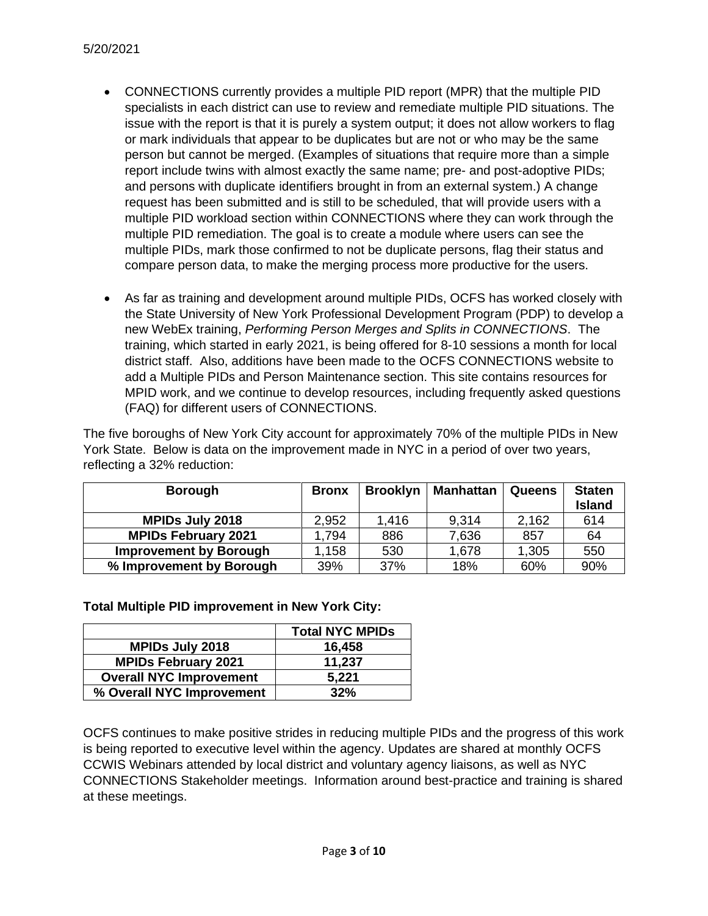5/20/2021

- CONNECTIONS currently provides a multiple PID report (MPR) that the multiple PID specialists in each district can use to review and remediate multiple PID situations. The issue with the report is that it is purely a system output; it does not allow workers to flag or mark individuals that appear to be duplicates but are not or who may be the same person but cannot be merged. (Examples of situations that require more than a simple report include twins with almost exactly the same name; pre- and post-adoptive PIDs; and persons with duplicate identifiers brought in from an external system.) A change request has been submitted and is still to be scheduled, that will provide users with a multiple PID workload section within CONNECTIONS where they can work through the multiple PID remediation. The goal is to create a module where users can see the multiple PIDs, mark those confirmed to not be duplicate persons, flag their status and compare person data, to make the merging process more productive for the users.

- As far as training and development around multiple PIDs, OCFS has worked closely with the State University of New York Professional Development Program (PDP) to develop a new WebEx training, *Performing Person Merges and Splits in CONNECTIONS*. The training, which started in early 2021, is being offered for 8-10 sessions a month for local district staff. Also, additions have been made to the OCFS CONNECTIONS website to add a Multiple PIDs and Person Maintenance section. This site contains resources for MPID work, and we continue to develop resources, including frequently asked questions (FAQ) for different users of CONNECTIONS.

The five boroughs of New York City account for approximately 70% of the multiple PIDs in New York State. Below is data on the improvement made in NYC in a period of over two years, reflecting a 32% reduction:

| Borough | Bronx | Brooklyn | Manhattan | Queens | Staten Island |
|---|---|---|---|---|---|
| **MPIDs July 2018** | 2,952 | 1,416 | 9,314 | 2,162 | 614 |
| **MPIDs February 2021** | 1,794 | 886 | 7,636 | 857 | 64 |
| **Improvement by Borough** | 1,158 | 530 | 1,678 | 1,305 | 550 |
| **% Improvement by Borough** | 39% | 37% | 18% | 60% | 90% |

**Total Multiple PID improvement in New York City:**

| | Total NYC MPIDs |
|---|---|
| **MPIDs July 2018** | **16,458** |
| **MPIDs February 2021** | **11,237** |
| **Overall NYC Improvement** | **5,221** |
| **% Overall NYC Improvement** | **32%** |

OCFS continues to make positive strides in reducing multiple PIDs and the progress of this work is being reported to executive level within the agency. Updates are shared at monthly OCFS CCWIS Webinars attended by local district and voluntary agency liaisons, as well as NYC CONNECTIONS Stakeholder meetings. Information around best-practice and training is shared at these meetings.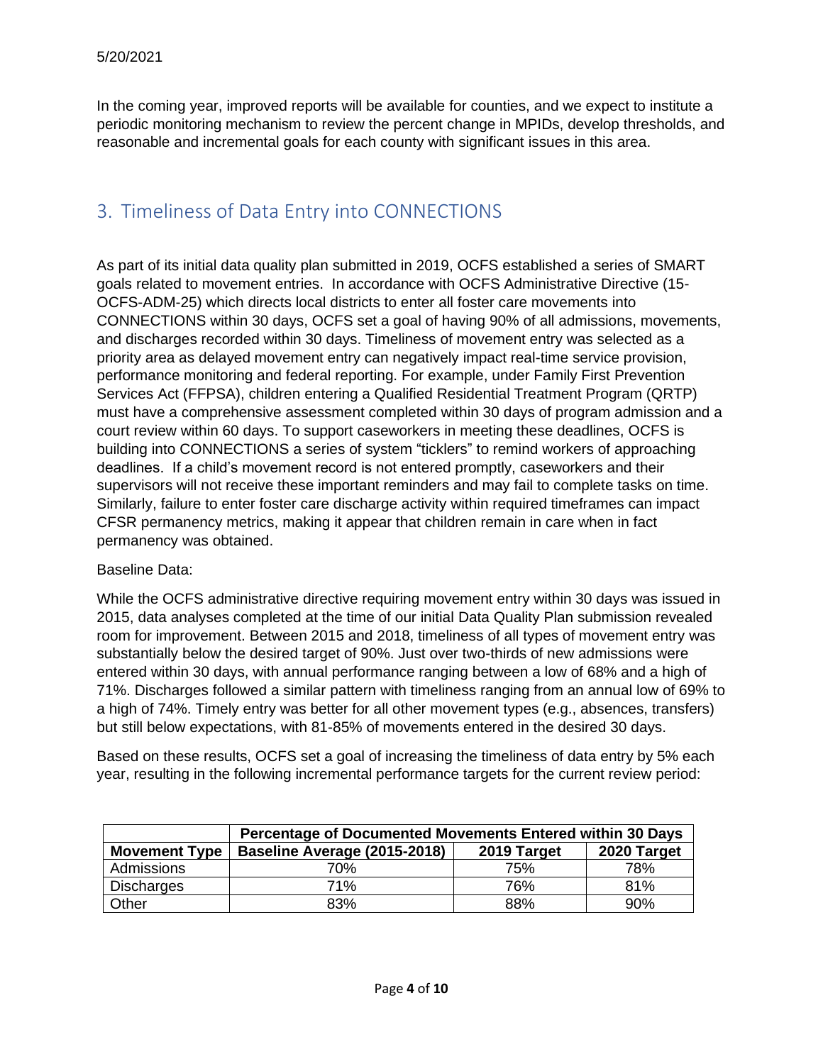In the coming year, improved reports will be available for counties, and we expect to institute a periodic monitoring mechanism to review the percent change in MPIDs, develop thresholds, and reasonable and incremental goals for each county with significant issues in this area.

## 3. Timeliness of Data Entry into CONNECTIONS

As part of its initial data quality plan submitted in 2019, OCFS established a series of SMART goals related to movement entries. In accordance with OCFS Administrative Directive (15-OCFS-ADM-25) which directs local districts to enter all foster care movements into CONNECTIONS within 30 days, OCFS set a goal of having 90% of all admissions, movements, and discharges recorded within 30 days. Timeliness of movement entry was selected as a priority area as delayed movement entry can negatively impact real-time service provision, performance monitoring and federal reporting. For example, under Family First Prevention Services Act (FFPSA), children entering a Qualified Residential Treatment Program (QRTP) must have a comprehensive assessment completed within 30 days of program admission and a court review within 60 days. To support caseworkers in meeting these deadlines, OCFS is building into CONNECTIONS a series of system "ticklers" to remind workers of approaching deadlines. If a child's movement record is not entered promptly, caseworkers and their supervisors will not receive these important reminders and may fail to complete tasks on time. Similarly, failure to enter foster care discharge activity within required timeframes can impact CFSR permanency metrics, making it appear that children remain in care when in fact permanency was obtained.

Baseline Data:

While the OCFS administrative directive requiring movement entry within 30 days was issued in 2015, data analyses completed at the time of our initial Data Quality Plan submission revealed room for improvement. Between 2015 and 2018, timeliness of all types of movement entry was substantially below the desired target of 90%. Just over two-thirds of new admissions were entered within 30 days, with annual performance ranging between a low of 68% and a high of 71%. Discharges followed a similar pattern with timeliness ranging from an annual low of 69% to a high of 74%. Timely entry was better for all other movement types (e.g., absences, transfers) but still below expectations, with 81-85% of movements entered in the desired 30 days.

Based on these results, OCFS set a goal of increasing the timeliness of data entry by 5% each year, resulting in the following incremental performance targets for the current review period:

| | Percentage of Documented Movements Entered within 30 Days | | |
|---|---|---|---|
| **Movement Type** | **Baseline Average (2015-2018)** | **2019 Target** | **2020 Target** |
| Admissions | 70% | 75% | 78% |
| Discharges | 71% | 76% | 81% |
| Other | 83% | 88% | 90% |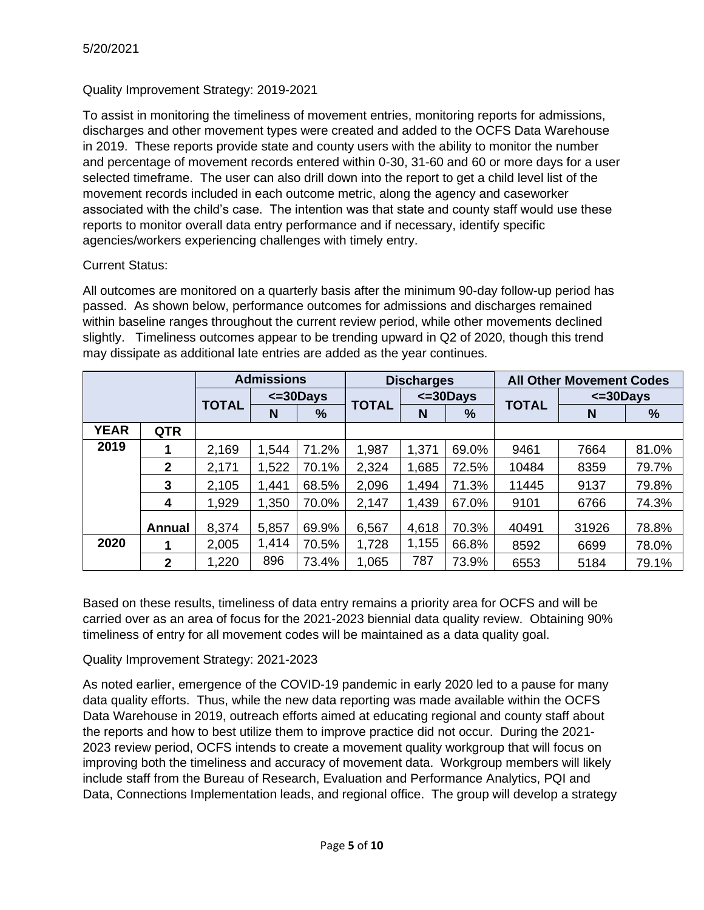5/20/2021

Quality Improvement Strategy: 2019-2021

To assist in monitoring the timeliness of movement entries, monitoring reports for admissions, discharges and other movement types were created and added to the OCFS Data Warehouse in 2019. These reports provide state and county users with the ability to monitor the number and percentage of movement records entered within 0-30, 31-60 and 60 or more days for a user selected timeframe. The user can also drill down into the report to get a child level list of the movement records included in each outcome metric, along the agency and caseworker associated with the child's case. The intention was that state and county staff would use these reports to monitor overall data entry performance and if necessary, identify specific agencies/workers experiencing challenges with timely entry.

Current Status:

All outcomes are monitored on a quarterly basis after the minimum 90-day follow-up period has passed. As shown below, performance outcomes for admissions and discharges remained within baseline ranges throughout the current review period, while other movements declined slightly. Timeliness outcomes appear to be trending upward in Q2 of 2020, though this trend may dissipate as additional late entries are added as the year continues.

| | | Admissions | | | Discharges | | | All Other Movement Codes | | |
|---|---|---|---|---|---|---|---|---|---|---|
| | | TOTAL | <=30Days | | TOTAL | <=30Days | | TOTAL | <=30Days | |
| | | | N | % | | N | % | | N | % |
| YEAR | QTR | | | | | | | | | |
| 2019 | 1 | 2,169 | 1,544 | 71.2% | 1,987 | 1,371 | 69.0% | 9461 | 7664 | 81.0% |
| | 2 | 2,171 | 1,522 | 70.1% | 2,324 | 1,685 | 72.5% | 10484 | 8359 | 79.7% |
| | 3 | 2,105 | 1,441 | 68.5% | 2,096 | 1,494 | 71.3% | 11445 | 9137 | 79.8% |
| | 4 | 1,929 | 1,350 | 70.0% | 2,147 | 1,439 | 67.0% | 9101 | 6766 | 74.3% |
| | Annual | 8,374 | 5,857 | 69.9% | 6,567 | 4,618 | 70.3% | 40491 | 31926 | 78.8% |
| 2020 | 1 | 2,005 | 1,414 | 70.5% | 1,728 | 1,155 | 66.8% | 8592 | 6699 | 78.0% |
| | 2 | 1,220 | 896 | 73.4% | 1,065 | 787 | 73.9% | 6553 | 5184 | 79.1% |

Based on these results, timeliness of data entry remains a priority area for OCFS and will be carried over as an area of focus for the 2021-2023 biennial data quality review. Obtaining 90% timeliness of entry for all movement codes will be maintained as a data quality goal.

Quality Improvement Strategy: 2021-2023

As noted earlier, emergence of the COVID-19 pandemic in early 2020 led to a pause for many data quality efforts. Thus, while the new data reporting was made available within the OCFS Data Warehouse in 2019, outreach efforts aimed at educating regional and county staff about the reports and how to best utilize them to improve practice did not occur. During the 2021-2023 review period, OCFS intends to create a movement quality workgroup that will focus on improving both the timeliness and accuracy of movement data. Workgroup members will likely include staff from the Bureau of Research, Evaluation and Performance Analytics, PQI and Data, Connections Implementation leads, and regional office. The group will develop a strategy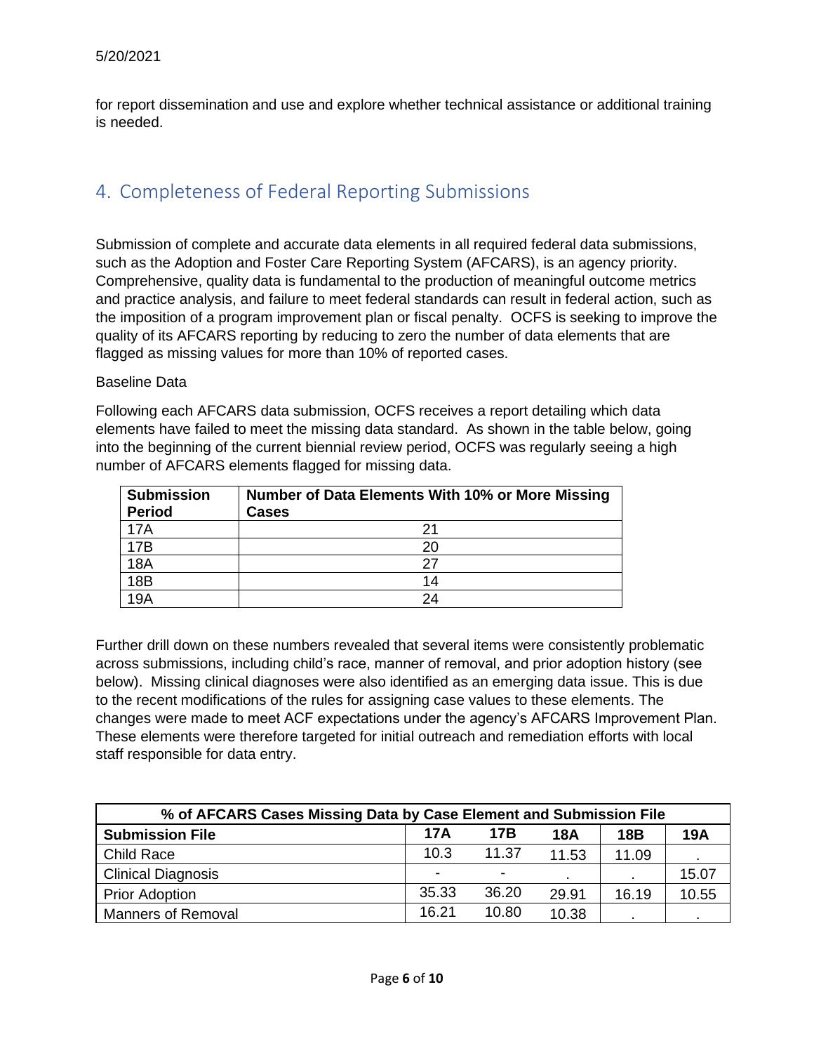for report dissemination and use and explore whether technical assistance or additional training is needed.

## 4. Completeness of Federal Reporting Submissions

Submission of complete and accurate data elements in all required federal data submissions, such as the Adoption and Foster Care Reporting System (AFCARS), is an agency priority. Comprehensive, quality data is fundamental to the production of meaningful outcome metrics and practice analysis, and failure to meet federal standards can result in federal action, such as the imposition of a program improvement plan or fiscal penalty. OCFS is seeking to improve the quality of its AFCARS reporting by reducing to zero the number of data elements that are flagged as missing values for more than 10% of reported cases.

Baseline Data

Following each AFCARS data submission, OCFS receives a report detailing which data elements have failed to meet the missing data standard. As shown in the table below, going into the beginning of the current biennial review period, OCFS was regularly seeing a high number of AFCARS elements flagged for missing data.

| Submission Period | Number of Data Elements With 10% or More Missing Cases |
|---|---|
| 17A | 21 |
| 17B | 20 |
| 18A | 27 |
| 18B | 14 |
| 19A | 24 |

Further drill down on these numbers revealed that several items were consistently problematic across submissions, including child's race, manner of removal, and prior adoption history (see below). Missing clinical diagnoses were also identified as an emerging data issue. This is due to the recent modifications of the rules for assigning case values to these elements. The changes were made to meet ACF expectations under the agency's AFCARS Improvement Plan. These elements were therefore targeted for initial outreach and remediation efforts with local staff responsible for data entry.

| % of AFCARS Cases Missing Data by Case Element and Submission File | | | | | |
|---|---|---|---|---|---|
| **Submission File** | **17A** | **17B** | **18A** | **18B** | **19A** |
| Child Race | 10.3 | 11.37 | 11.53 | 11.09 | . |
| Clinical Diagnosis | - | - | . | . | 15.07 |
| Prior Adoption | 35.33 | 36.20 | 29.91 | 16.19 | 10.55 |
| Manners of Removal | 16.21 | 10.80 | 10.38 | . | . |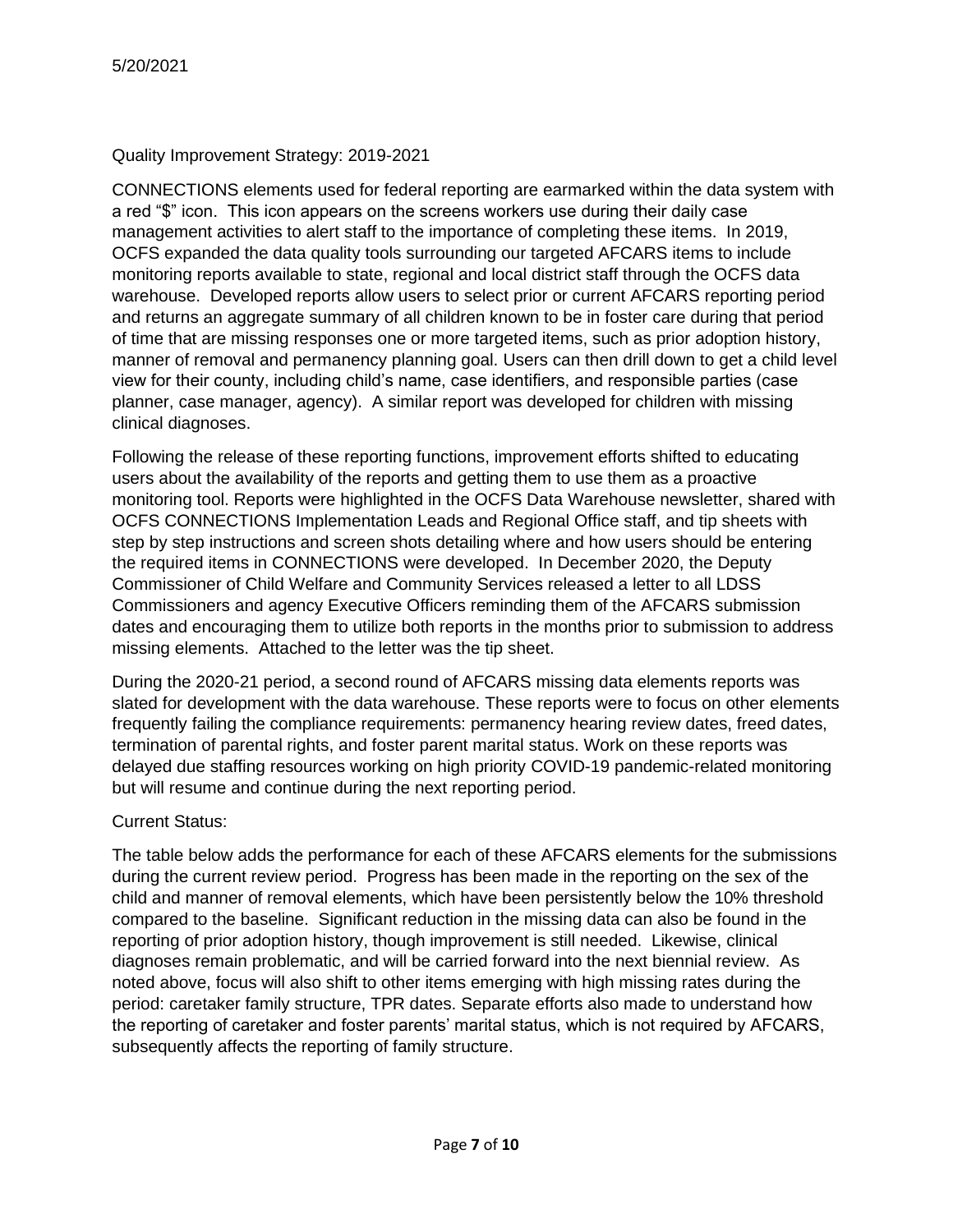5/20/2021

Quality Improvement Strategy: 2019-2021

CONNECTIONS elements used for federal reporting are earmarked within the data system with a red "$" icon. This icon appears on the screens workers use during their daily case management activities to alert staff to the importance of completing these items. In 2019, OCFS expanded the data quality tools surrounding our targeted AFCARS items to include monitoring reports available to state, regional and local district staff through the OCFS data warehouse. Developed reports allow users to select prior or current AFCARS reporting period and returns an aggregate summary of all children known to be in foster care during that period of time that are missing responses one or more targeted items, such as prior adoption history, manner of removal and permanency planning goal. Users can then drill down to get a child level view for their county, including child's name, case identifiers, and responsible parties (case planner, case manager, agency). A similar report was developed for children with missing clinical diagnoses.

Following the release of these reporting functions, improvement efforts shifted to educating users about the availability of the reports and getting them to use them as a proactive monitoring tool. Reports were highlighted in the OCFS Data Warehouse newsletter, shared with OCFS CONNECTIONS Implementation Leads and Regional Office staff, and tip sheets with step by step instructions and screen shots detailing where and how users should be entering the required items in CONNECTIONS were developed. In December 2020, the Deputy Commissioner of Child Welfare and Community Services released a letter to all LDSS Commissioners and agency Executive Officers reminding them of the AFCARS submission dates and encouraging them to utilize both reports in the months prior to submission to address missing elements. Attached to the letter was the tip sheet.

During the 2020-21 period, a second round of AFCARS missing data elements reports was slated for development with the data warehouse. These reports were to focus on other elements frequently failing the compliance requirements: permanency hearing review dates, freed dates, termination of parental rights, and foster parent marital status. Work on these reports was delayed due staffing resources working on high priority COVID-19 pandemic-related monitoring but will resume and continue during the next reporting period.

Current Status:

The table below adds the performance for each of these AFCARS elements for the submissions during the current review period. Progress has been made in the reporting on the sex of the child and manner of removal elements, which have been persistently below the 10% threshold compared to the baseline. Significant reduction in the missing data can also be found in the reporting of prior adoption history, though improvement is still needed. Likewise, clinical diagnoses remain problematic, and will be carried forward into the next biennial review. As noted above, focus will also shift to other items emerging with high missing rates during the period: caretaker family structure, TPR dates. Separate efforts also made to understand how the reporting of caretaker and foster parents' marital status, which is not required by AFCARS, subsequently affects the reporting of family structure.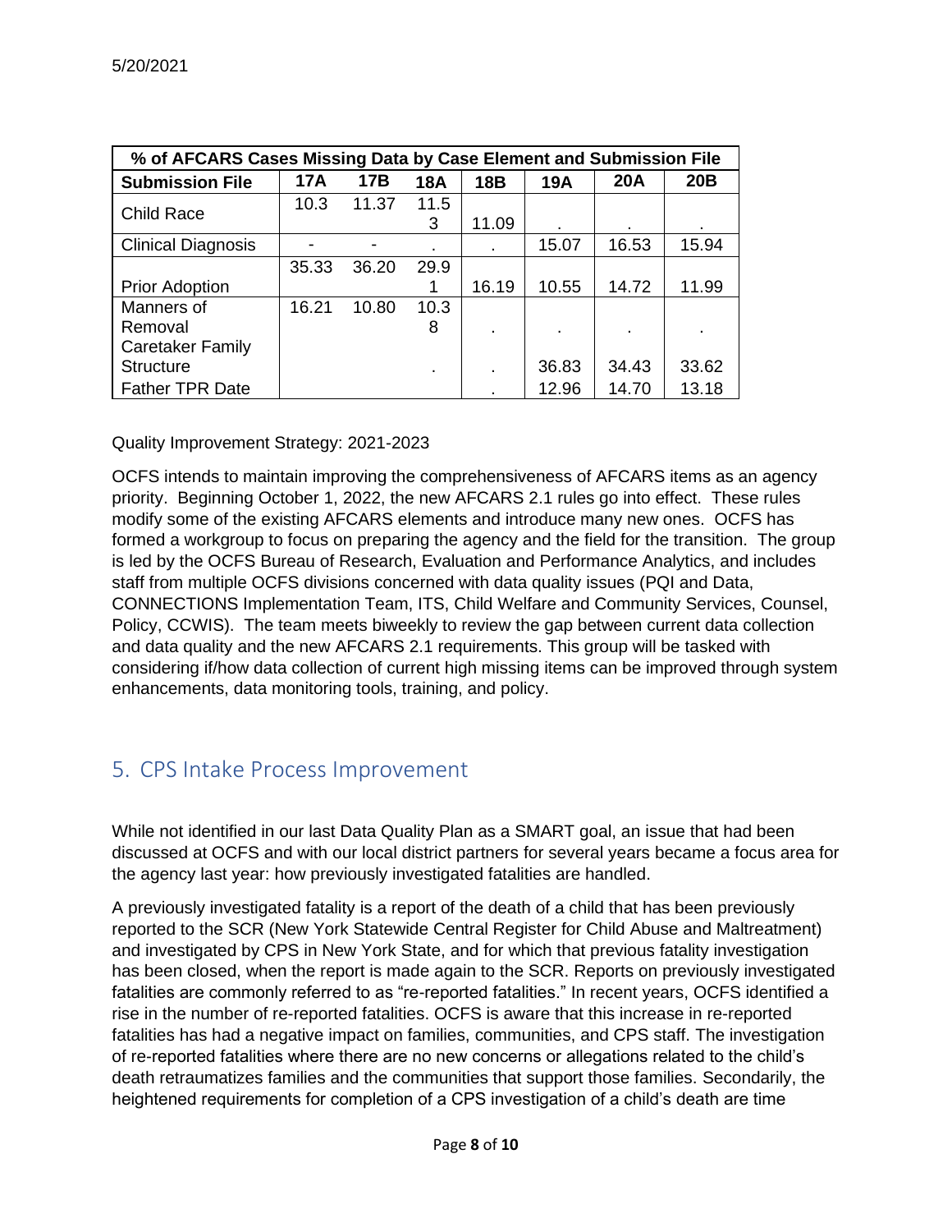5/20/2021

| % of AFCARS Cases Missing Data by Case Element and Submission File | | | | | | | |
|---|---|---|---|---|---|---|---|
| **Submission File** | **17A** | **17B** | **18A** | **18B** | **19A** | **20A** | **20B** |
| Child Race | 10.3 | 11.37 | 11.53 | 11.09 | . | . | . |
| Clinical Diagnosis | - | - | . | . | 15.07 | 16.53 | 15.94 |
| Prior Adoption | 35.33 | 36.20 | 29.91 | 16.19 | 10.55 | 14.72 | 11.99 |
| Manners of Removal | 16.21 | 10.80 | 10.38 | . | . | . | . |
| Caretaker Family Structure | | | . | . | 36.83 | 34.43 | 33.62 |
| Father TPR Date | | | | . | 12.96 | 14.70 | 13.18 |

Quality Improvement Strategy: 2021-2023

OCFS intends to maintain improving the comprehensiveness of AFCARS items as an agency priority. Beginning October 1, 2022, the new AFCARS 2.1 rules go into effect. These rules modify some of the existing AFCARS elements and introduce many new ones. OCFS has formed a workgroup to focus on preparing the agency and the field for the transition. The group is led by the OCFS Bureau of Research, Evaluation and Performance Analytics, and includes staff from multiple OCFS divisions concerned with data quality issues (PQI and Data, CONNECTIONS Implementation Team, ITS, Child Welfare and Community Services, Counsel, Policy, CCWIS). The team meets biweekly to review the gap between current data collection and data quality and the new AFCARS 2.1 requirements. This group will be tasked with considering if/how data collection of current high missing items can be improved through system enhancements, data monitoring tools, training, and policy.

## 5. CPS Intake Process Improvement

While not identified in our last Data Quality Plan as a SMART goal, an issue that had been discussed at OCFS and with our local district partners for several years became a focus area for the agency last year: how previously investigated fatalities are handled.

A previously investigated fatality is a report of the death of a child that has been previously reported to the SCR (New York Statewide Central Register for Child Abuse and Maltreatment) and investigated by CPS in New York State, and for which that previous fatality investigation has been closed, when the report is made again to the SCR. Reports on previously investigated fatalities are commonly referred to as "re-reported fatalities." In recent years, OCFS identified a rise in the number of re-reported fatalities. OCFS is aware that this increase in re-reported fatalities has had a negative impact on families, communities, and CPS staff. The investigation of re-reported fatalities where there are no new concerns or allegations related to the child's death retraumatizes families and the communities that support those families. Secondarily, the heightened requirements for completion of a CPS investigation of a child's death are time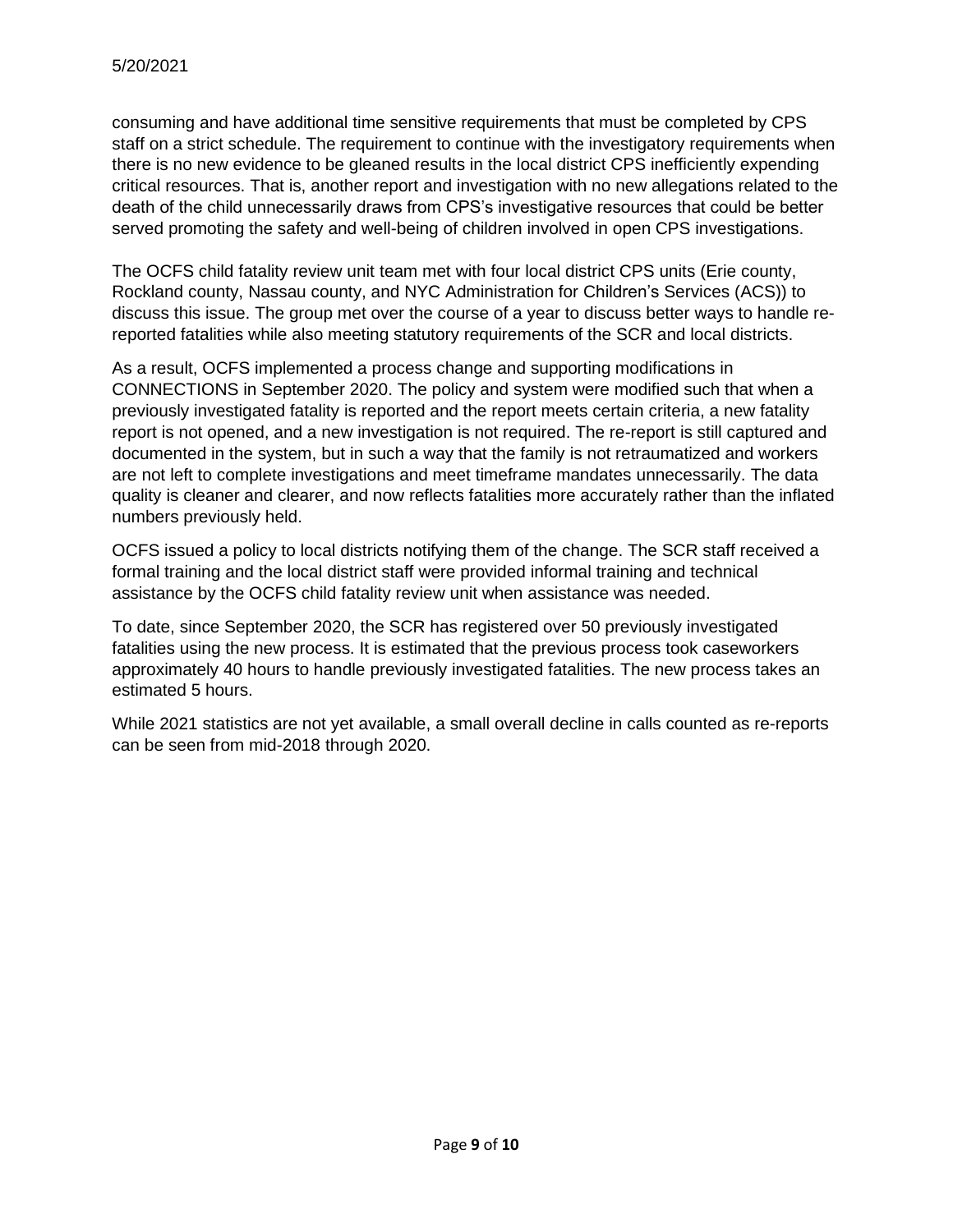consuming and have additional time sensitive requirements that must be completed by CPS staff on a strict schedule. The requirement to continue with the investigatory requirements when there is no new evidence to be gleaned results in the local district CPS inefficiently expending critical resources. That is, another report and investigation with no new allegations related to the death of the child unnecessarily draws from CPS's investigative resources that could be better served promoting the safety and well-being of children involved in open CPS investigations.

The OCFS child fatality review unit team met with four local district CPS units (Erie county, Rockland county, Nassau county, and NYC Administration for Children's Services (ACS)) to discuss this issue. The group met over the course of a year to discuss better ways to handle re-reported fatalities while also meeting statutory requirements of the SCR and local districts.

As a result, OCFS implemented a process change and supporting modifications in CONNECTIONS in September 2020. The policy and system were modified such that when a previously investigated fatality is reported and the report meets certain criteria, a new fatality report is not opened, and a new investigation is not required. The re-report is still captured and documented in the system, but in such a way that the family is not retraumatized and workers are not left to complete investigations and meet timeframe mandates unnecessarily. The data quality is cleaner and clearer, and now reflects fatalities more accurately rather than the inflated numbers previously held.

OCFS issued a policy to local districts notifying them of the change. The SCR staff received a formal training and the local district staff were provided informal training and technical assistance by the OCFS child fatality review unit when assistance was needed.

To date, since September 2020, the SCR has registered over 50 previously investigated fatalities using the new process. It is estimated that the previous process took caseworkers approximately 40 hours to handle previously investigated fatalities. The new process takes an estimated 5 hours.

While 2021 statistics are not yet available, a small overall decline in calls counted as re-reports can be seen from mid-2018 through 2020.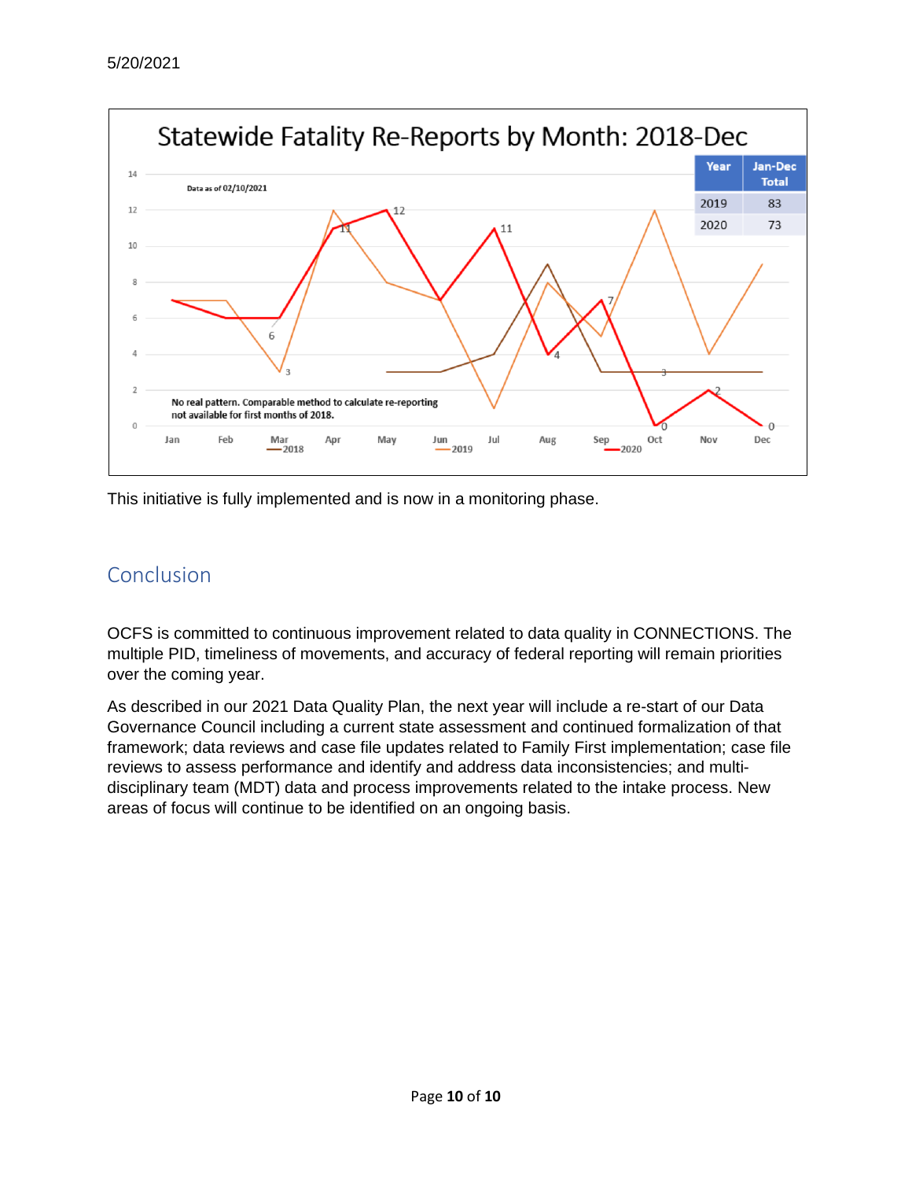5/20/2021

Statewide Fatality Re-Reports by Month: 2018-Dec

Data as of 02/10/2021

| Year | Jan-Dec Total |
| --- | --- |
| 2019 | 83 |
| 2020 | 73 |

No real pattern. Comparable method to calculate re-reporting not available for first months of 2018.

0 2 4 6 8 10 12 14

Jan Feb Mar Apr May Jun Jul Aug Sep Oct Nov Dec

6 3 11 12 11 4 7 3 0 2 0

—2018 —2019 —2020

This initiative is fully implemented and is now in a monitoring phase.

## Conclusion

OCFS is committed to continuous improvement related to data quality in CONNECTIONS. The multiple PID, timeliness of movements, and accuracy of federal reporting will remain priorities over the coming year.

As described in our 2021 Data Quality Plan, the next year will include a re-start of our Data Governance Council including a current state assessment and continued formalization of that framework; data reviews and case file updates related to Family First implementation; case file reviews to assess performance and identify and address data inconsistencies; and multi-disciplinary team (MDT) data and process improvements related to the intake process. New areas of focus will continue to be identified on an ongoing basis.